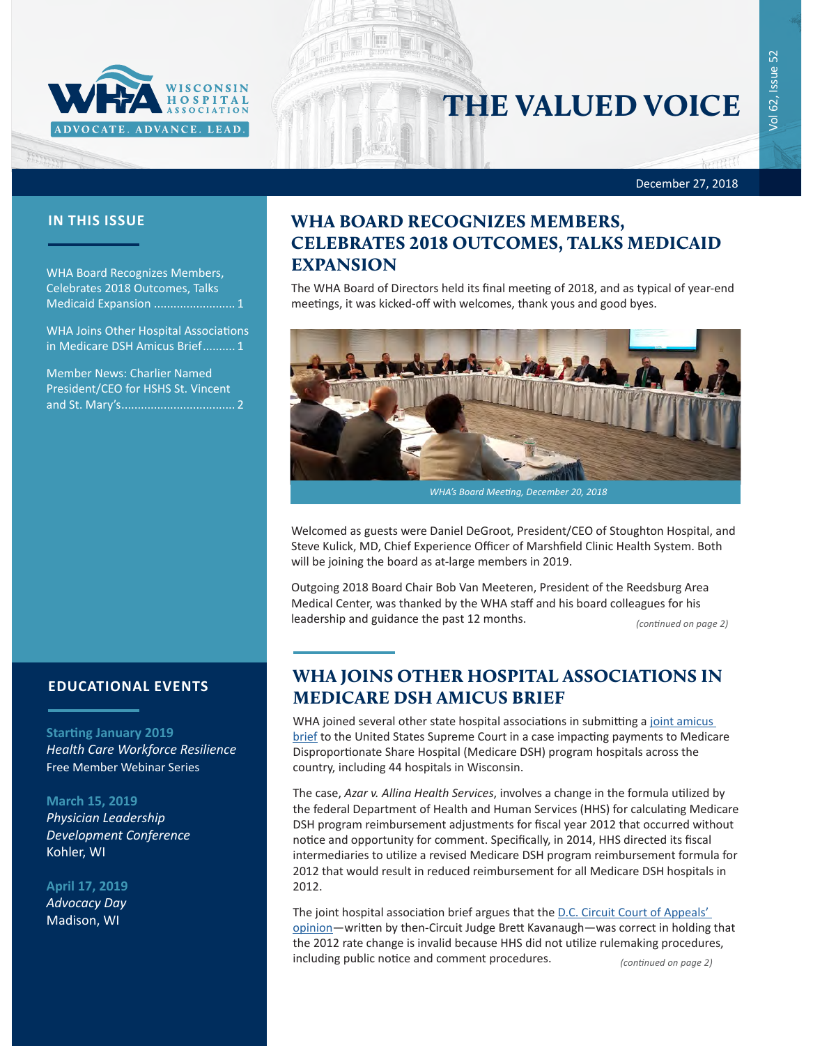# THE VALUED VOICE

December 27, 2018

## IN THIS ISSUE

WHA Board Recognizes Members, Celebrates 2018 Outcomes, Talks Medicaid Expansion ......................... 1

WHA Joins Other Hospital Associations in Medicare DSH Amicus Brief.......... 1

Member News: Charlier Named President/CEO for HSHS St. Vincent and St. Mary's.................................. 2

## EDUCATIONAL EVENTS

**Starting January 2019**
*Health Care Workforce Resilience*
Free Member Webinar Series

**March 15, 2019**
*Physician Leadership Development Conference*
Kohler, WI

**April 17, 2019**
*Advocacy Day*
Madison, WI

## WHA BOARD RECOGNIZES MEMBERS, CELEBRATES 2018 OUTCOMES, TALKS MEDICAID EXPANSION

The WHA Board of Directors held its final meeting of 2018, and as typical of year-end meetings, it was kicked-off with welcomes, thank yous and good byes.

*WHA's Board Meeting, December 20, 2018*

Welcomed as guests were Daniel DeGroot, President/CEO of Stoughton Hospital, and Steve Kulick, MD, Chief Experience Officer of Marshfield Clinic Health System. Both will be joining the board as at-large members in 2019.

Outgoing 2018 Board Chair Bob Van Meeteren, President of the Reedsburg Area Medical Center, was thanked by the WHA staff and his board colleagues for his leadership and guidance the past 12 months.

*(continued on page 2)*

## WHA JOINS OTHER HOSPITAL ASSOCIATIONS IN MEDICARE DSH AMICUS BRIEF

WHA joined several other state hospital associations in submitting a joint amicus brief to the United States Supreme Court in a case impacting payments to Medicare Disproportionate Share Hospital (Medicare DSH) program hospitals across the country, including 44 hospitals in Wisconsin.

The case, *Azar v. Allina Health Services*, involves a change in the formula utilized by the federal Department of Health and Human Services (HHS) for calculating Medicare DSH program reimbursement adjustments for fiscal year 2012 that occurred without notice and opportunity for comment. Specifically, in 2014, HHS directed its fiscal intermediaries to utilize a revised Medicare DSH program reimbursement formula for 2012 that would result in reduced reimbursement for all Medicare DSH hospitals in 2012.

The joint hospital association brief argues that the D.C. Circuit Court of Appeals' opinion—written by then-Circuit Judge Brett Kavanaugh—was correct in holding that the 2012 rate change is invalid because HHS did not utilize rulemaking procedures, including public notice and comment procedures.

*(continued on page 2)*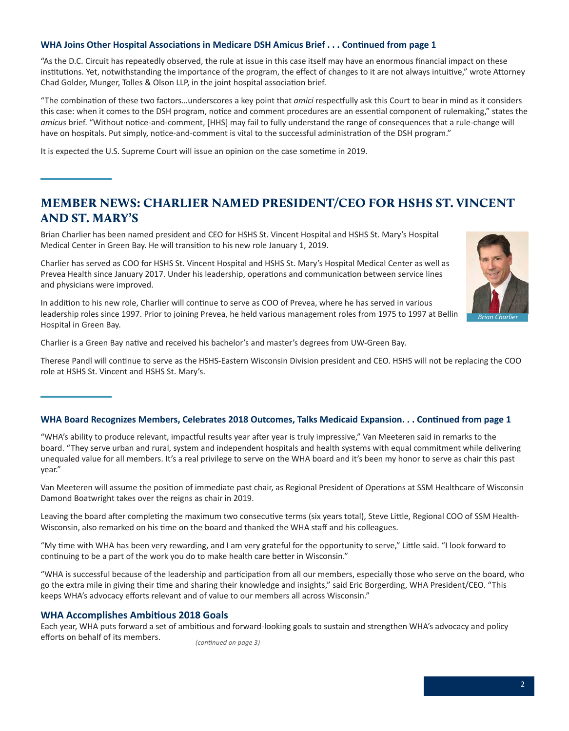### WHA Joins Other Hospital Associations in Medicare DSH Amicus Brief . . . Continued from page 1

"As the D.C. Circuit has repeatedly observed, the rule at issue in this case itself may have an enormous financial impact on these institutions. Yet, notwithstanding the importance of the program, the effect of changes to it are not always intuitive," wrote Attorney Chad Golder, Munger, Tolles & Olson LLP, in the joint hospital association brief.

"The combination of these two factors…underscores a key point that *amici* respectfully ask this Court to bear in mind as it considers this case: when it comes to the DSH program, notice and comment procedures are an essential component of rulemaking," states the *amicus* brief. "Without notice-and-comment, [HHS] may fail to fully understand the range of consequences that a rule-change will have on hospitals. Put simply, notice-and-comment is vital to the successful administration of the DSH program."

It is expected the U.S. Supreme Court will issue an opinion on the case sometime in 2019.

## MEMBER NEWS: CHARLIER NAMED PRESIDENT/CEO FOR HSHS ST. VINCENT AND ST. MARY'S

Brian Charlier has been named president and CEO for HSHS St. Vincent Hospital and HSHS St. Mary's Hospital Medical Center in Green Bay. He will transition to his new role January 1, 2019.

Charlier has served as COO for HSHS St. Vincent Hospital and HSHS St. Mary's Hospital Medical Center as well as Prevea Health since January 2017. Under his leadership, operations and communication between service lines and physicians were improved.

In addition to his new role, Charlier will continue to serve as COO of Prevea, where he has served in various leadership roles since 1997. Prior to joining Prevea, he held various management roles from 1975 to 1997 at Bellin Hospital in Green Bay.

*Brian Charlier*

Charlier is a Green Bay native and received his bachelor's and master's degrees from UW-Green Bay.

Therese Pandl will continue to serve as the HSHS-Eastern Wisconsin Division president and CEO. HSHS will not be replacing the COO role at HSHS St. Vincent and HSHS St. Mary's.

### WHA Board Recognizes Members, Celebrates 2018 Outcomes, Talks Medicaid Expansion. . . Continued from page 1

"WHA's ability to produce relevant, impactful results year after year is truly impressive," Van Meeteren said in remarks to the board. "They serve urban and rural, system and independent hospitals and health systems with equal commitment while delivering unequaled value for all members. It's a real privilege to serve on the WHA board and it's been my honor to serve as chair this past year."

Van Meeteren will assume the position of immediate past chair, as Regional President of Operations at SSM Healthcare of Wisconsin Damond Boatwright takes over the reigns as chair in 2019.

Leaving the board after completing the maximum two consecutive terms (six years total), Steve Little, Regional COO of SSM Health-Wisconsin, also remarked on his time on the board and thanked the WHA staff and his colleagues.

"My time with WHA has been very rewarding, and I am very grateful for the opportunity to serve," Little said. "I look forward to continuing to be a part of the work you do to make health care better in Wisconsin."

"WHA is successful because of the leadership and participation from all our members, especially those who serve on the board, who go the extra mile in giving their time and sharing their knowledge and insights," said Eric Borgerding, WHA President/CEO. "This keeps WHA's advocacy efforts relevant and of value to our members all across Wisconsin."

### WHA Accomplishes Ambitious 2018 Goals

Each year, WHA puts forward a set of ambitious and forward-looking goals to sustain and strengthen WHA's advocacy and policy efforts on behalf of its members. *(continued on page 3)*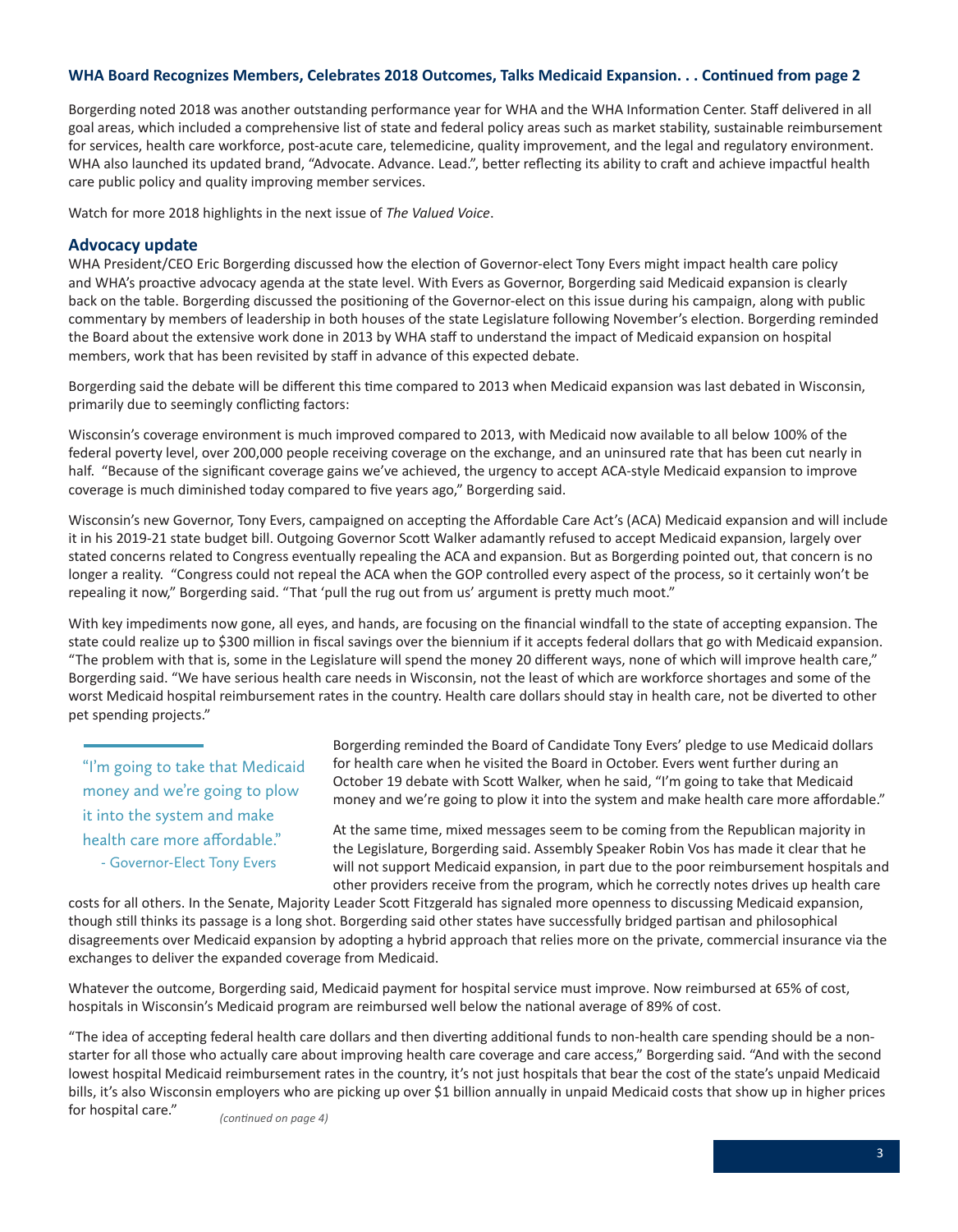**WHA Board Recognizes Members, Celebrates 2018 Outcomes, Talks Medicaid Expansion. . . Continued from page 2**

Borgerding noted 2018 was another outstanding performance year for WHA and the WHA Information Center. Staff delivered in all goal areas, which included a comprehensive list of state and federal policy areas such as market stability, sustainable reimbursement for services, health care workforce, post-acute care, telemedicine, quality improvement, and the legal and regulatory environment. WHA also launched its updated brand, "Advocate. Advance. Lead.", better reflecting its ability to craft and achieve impactful health care public policy and quality improving member services.

Watch for more 2018 highlights in the next issue of *The Valued Voice*.

## Advocacy update

WHA President/CEO Eric Borgerding discussed how the election of Governor-elect Tony Evers might impact health care policy and WHA's proactive advocacy agenda at the state level. With Evers as Governor, Borgerding said Medicaid expansion is clearly back on the table. Borgerding discussed the positioning of the Governor-elect on this issue during his campaign, along with public commentary by members of leadership in both houses of the state Legislature following November's election. Borgerding reminded the Board about the extensive work done in 2013 by WHA staff to understand the impact of Medicaid expansion on hospital members, work that has been revisited by staff in advance of this expected debate.

Borgerding said the debate will be different this time compared to 2013 when Medicaid expansion was last debated in Wisconsin, primarily due to seemingly conflicting factors:

Wisconsin's coverage environment is much improved compared to 2013, with Medicaid now available to all below 100% of the federal poverty level, over 200,000 people receiving coverage on the exchange, and an uninsured rate that has been cut nearly in half. "Because of the significant coverage gains we've achieved, the urgency to accept ACA-style Medicaid expansion to improve coverage is much diminished today compared to five years ago," Borgerding said.

Wisconsin's new Governor, Tony Evers, campaigned on accepting the Affordable Care Act's (ACA) Medicaid expansion and will include it in his 2019-21 state budget bill. Outgoing Governor Scott Walker adamantly refused to accept Medicaid expansion, largely over stated concerns related to Congress eventually repealing the ACA and expansion. But as Borgerding pointed out, that concern is no longer a reality. "Congress could not repeal the ACA when the GOP controlled every aspect of the process, so it certainly won't be repealing it now," Borgerding said. "That 'pull the rug out from us' argument is pretty much moot."

With key impediments now gone, all eyes, and hands, are focusing on the financial windfall to the state of accepting expansion. The state could realize up to $300 million in fiscal savings over the biennium if it accepts federal dollars that go with Medicaid expansion. "The problem with that is, some in the Legislature will spend the money 20 different ways, none of which will improve health care," Borgerding said. "We have serious health care needs in Wisconsin, not the least of which are workforce shortages and some of the worst Medicaid hospital reimbursement rates in the country. Health care dollars should stay in health care, not be diverted to other pet spending projects."

> "I'm going to take that Medicaid money and we're going to plow it into the system and make health care more affordable."
> - Governor-Elect Tony Evers

Borgerding reminded the Board of Candidate Tony Evers' pledge to use Medicaid dollars for health care when he visited the Board in October. Evers went further during an October 19 debate with Scott Walker, when he said, "I'm going to take that Medicaid money and we're going to plow it into the system and make health care more affordable."

At the same time, mixed messages seem to be coming from the Republican majority in the Legislature, Borgerding said. Assembly Speaker Robin Vos has made it clear that he will not support Medicaid expansion, in part due to the poor reimbursement hospitals and other providers receive from the program, which he correctly notes drives up health care costs for all others. In the Senate, Majority Leader Scott Fitzgerald has signaled more openness to discussing Medicaid expansion, though still thinks its passage is a long shot. Borgerding said other states have successfully bridged partisan and philosophical disagreements over Medicaid expansion by adopting a hybrid approach that relies more on the private, commercial insurance via the exchanges to deliver the expanded coverage from Medicaid.

Whatever the outcome, Borgerding said, Medicaid payment for hospital service must improve. Now reimbursed at 65% of cost, hospitals in Wisconsin's Medicaid program are reimbursed well below the national average of 89% of cost.

"The idea of accepting federal health care dollars and then diverting additional funds to non-health care spending should be a non-starter for all those who actually care about improving health care coverage and care access," Borgerding said. "And with the second lowest hospital Medicaid reimbursement rates in the country, it's not just hospitals that bear the cost of the state's unpaid Medicaid bills, it's also Wisconsin employers who are picking up over $1 billion annually in unpaid Medicaid costs that show up in higher prices for hospital care."

*(continued on page 4)*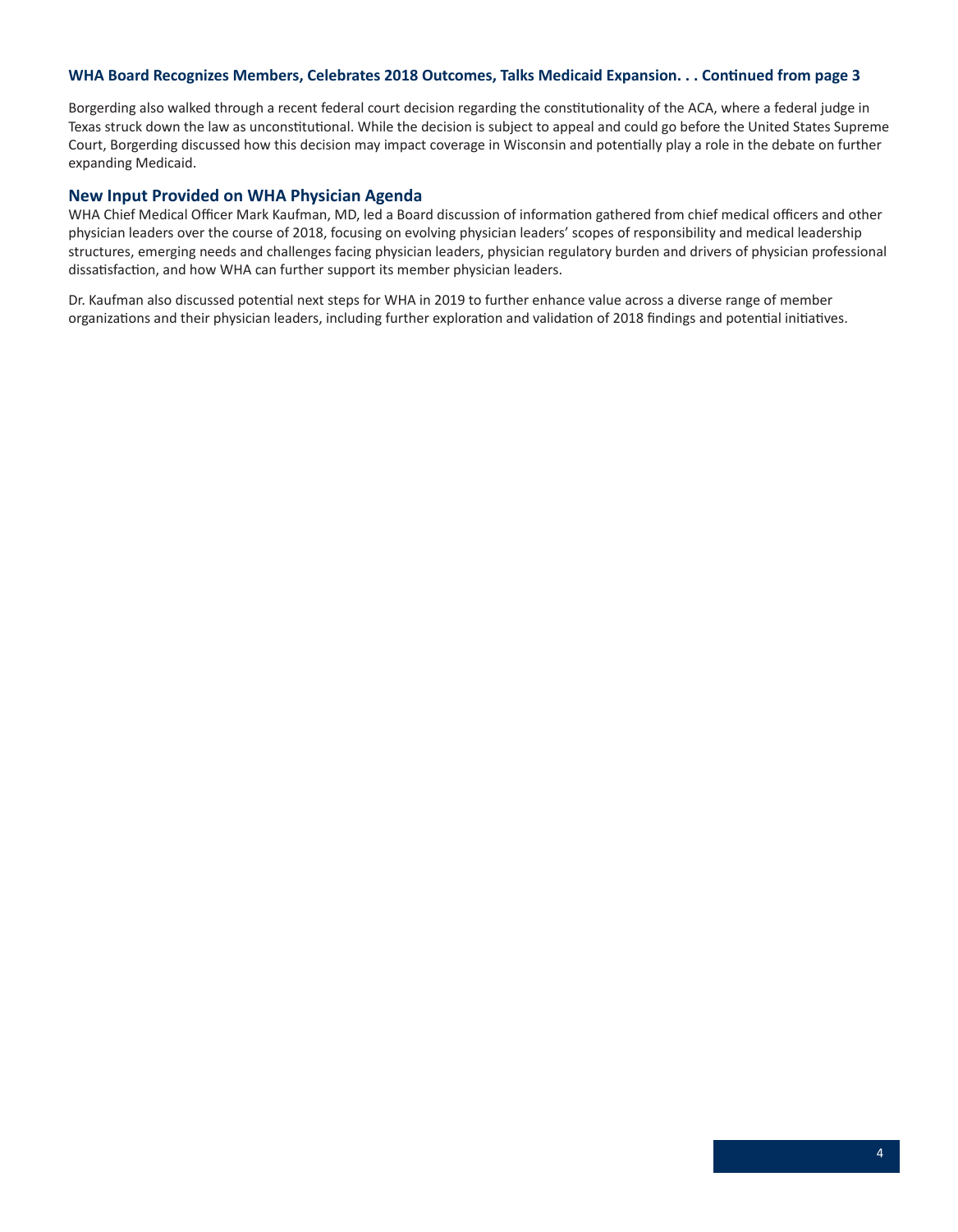**WHA Board Recognizes Members, Celebrates 2018 Outcomes, Talks Medicaid Expansion. . . Continued from page 3**

Borgerding also walked through a recent federal court decision regarding the constitutionality of the ACA, where a federal judge in Texas struck down the law as unconstitutional. While the decision is subject to appeal and could go before the United States Supreme Court, Borgerding discussed how this decision may impact coverage in Wisconsin and potentially play a role in the debate on further expanding Medicaid.

## New Input Provided on WHA Physician Agenda

WHA Chief Medical Officer Mark Kaufman, MD, led a Board discussion of information gathered from chief medical officers and other physician leaders over the course of 2018, focusing on evolving physician leaders' scopes of responsibility and medical leadership structures, emerging needs and challenges facing physician leaders, physician regulatory burden and drivers of physician professional dissatisfaction, and how WHA can further support its member physician leaders.

Dr. Kaufman also discussed potential next steps for WHA in 2019 to further enhance value across a diverse range of member organizations and their physician leaders, including further exploration and validation of 2018 findings and potential initiatives.